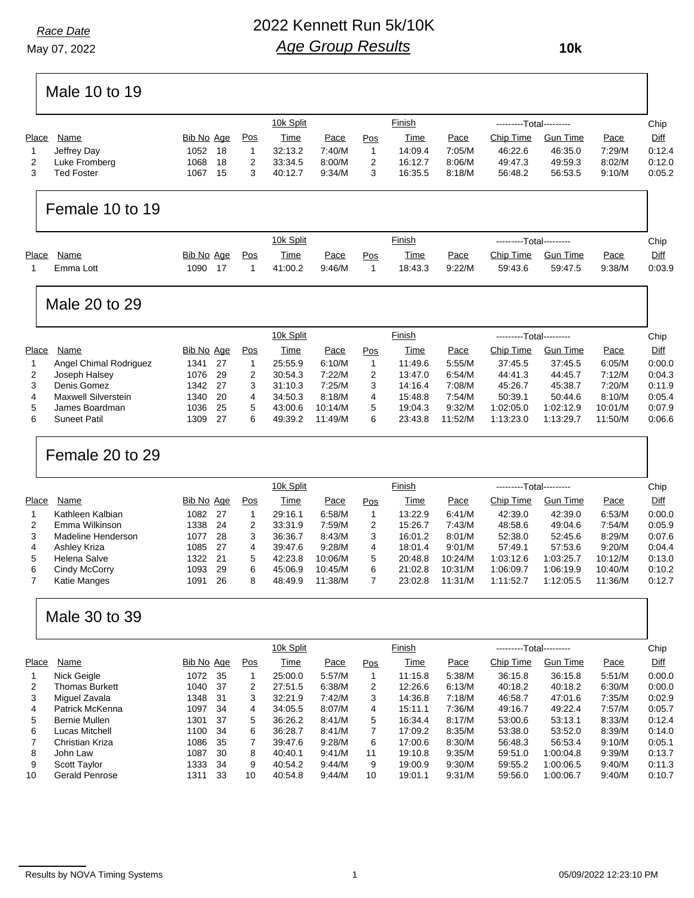Race Date

May 07, 2022

# 2022 Kennett Run 5k/10K

## Age Group Results

**10k**

### Male 10 to 19

| Place | Name | Bib No | Age | Pos | 10k Split Time | Pace | Pos | Finish Time | Pace | Total Chip Time | Total Gun Time | Pace | Chip Diff |
|---|---|---|---|---|---|---|---|---|---|---|---|---|---|
| 1 | Jeffrey Day | 1052 | 18 | 1 | 32:13.2 | 7:40/M | 1 | 14:09.4 | 7:05/M | 46:22.6 | 46:35.0 | 7:29/M | 0:12.4 |
| 2 | Luke Fromberg | 1068 | 18 | 2 | 33:34.5 | 8:00/M | 2 | 16:12.7 | 8:06/M | 49:47.3 | 49:59.3 | 8:02/M | 0:12.0 |
| 3 | Ted Foster | 1067 | 15 | 3 | 40:12.7 | 9:34/M | 3 | 16:35.5 | 8:18/M | 56:48.2 | 56:53.5 | 9:10/M | 0:05.2 |

### Female 10 to 19

| Place | Name | Bib No | Age | Pos | 10k Split Time | Pace | Pos | Finish Time | Pace | Total Chip Time | Total Gun Time | Pace | Chip Diff |
|---|---|---|---|---|---|---|---|---|---|---|---|---|---|
| 1 | Emma Lott | 1090 | 17 | 1 | 41:00.2 | 9:46/M | 1 | 18:43.3 | 9:22/M | 59:43.6 | 59:47.5 | 9:38/M | 0:03.9 |

### Male 20 to 29

| Place | Name | Bib No | Age | Pos | 10k Split Time | Pace | Pos | Finish Time | Pace | Total Chip Time | Total Gun Time | Pace | Chip Diff |
|---|---|---|---|---|---|---|---|---|---|---|---|---|---|
| 1 | Angel Chimal Rodriguez | 1341 | 27 | 1 | 25:55.9 | 6:10/M | 1 | 11:49.6 | 5:55/M | 37:45.5 | 37:45.5 | 6:05/M | 0:00.0 |
| 2 | Joseph Halsey | 1076 | 29 | 2 | 30:54.3 | 7:22/M | 2 | 13:47.0 | 6:54/M | 44:41.3 | 44:45.7 | 7:12/M | 0:04.3 |
| 3 | Denis Gomez | 1342 | 27 | 3 | 31:10.3 | 7:25/M | 3 | 14:16.4 | 7:08/M | 45:26.7 | 45:38.7 | 7:20/M | 0:11.9 |
| 4 | Maxwell Silverstein | 1340 | 20 | 4 | 34:50.3 | 8:18/M | 4 | 15:48.8 | 7:54/M | 50:39.1 | 50:44.6 | 8:10/M | 0:05.4 |
| 5 | James Boardman | 1036 | 25 | 5 | 43:00.6 | 10:14/M | 5 | 19:04.3 | 9:32/M | 1:02:05.0 | 1:02:12.9 | 10:01/M | 0:07.9 |
| 6 | Suneet Patil | 1309 | 27 | 6 | 49:39.2 | 11:49/M | 6 | 23:43.8 | 11:52/M | 1:13:23.0 | 1:13:29.7 | 11:50/M | 0:06.6 |

### Female 20 to 29

| Place | Name | Bib No | Age | Pos | 10k Split Time | Pace | Pos | Finish Time | Pace | Total Chip Time | Total Gun Time | Pace | Chip Diff |
|---|---|---|---|---|---|---|---|---|---|---|---|---|---|
| 1 | Kathleen Kalbian | 1082 | 27 | 1 | 29:16.1 | 6:58/M | 1 | 13:22.9 | 6:41/M | 42:39.0 | 42:39.0 | 6:53/M | 0:00.0 |
| 2 | Emma Wilkinson | 1338 | 24 | 2 | 33:31.9 | 7:59/M | 2 | 15:26.7 | 7:43/M | 48:58.6 | 49:04.6 | 7:54/M | 0:05.9 |
| 3 | Madeline Henderson | 1077 | 28 | 3 | 36:36.7 | 8:43/M | 3 | 16:01.2 | 8:01/M | 52:38.0 | 52:45.6 | 8:29/M | 0:07.6 |
| 4 | Ashley Kriza | 1085 | 27 | 4 | 39:47.6 | 9:28/M | 4 | 18:01.4 | 9:01/M | 57:49.1 | 57:53.6 | 9:20/M | 0:04.4 |
| 5 | Helena Salve | 1322 | 21 | 5 | 42:23.8 | 10:06/M | 5 | 20:48.8 | 10:24/M | 1:03:12.6 | 1:03:25.7 | 10:12/M | 0:13.0 |
| 6 | Cindy McCorry | 1093 | 29 | 6 | 45:06.9 | 10:45/M | 6 | 21:02.8 | 10:31/M | 1:06:09.7 | 1:06:19.9 | 10:40/M | 0:10.2 |
| 7 | Katie Manges | 1091 | 26 | 8 | 48:49.9 | 11:38/M | 7 | 23:02.8 | 11:31/M | 1:11:52.7 | 1:12:05.5 | 11:36/M | 0:12.7 |

### Male 30 to 39

| Place | Name | Bib No | Age | Pos | 10k Split Time | Pace | Pos | Finish Time | Pace | Total Chip Time | Total Gun Time | Pace | Chip Diff |
|---|---|---|---|---|---|---|---|---|---|---|---|---|---|
| 1 | Nick Geigle | 1072 | 35 | 1 | 25:00.0 | 5:57/M | 1 | 11:15.8 | 5:38/M | 36:15.8 | 36:15.8 | 5:51/M | 0:00.0 |
| 2 | Thomas Burkett | 1040 | 37 | 2 | 27:51.5 | 6:38/M | 2 | 12:26.6 | 6:13/M | 40:18.2 | 40:18.2 | 6:30/M | 0:00.0 |
| 3 | Miguel Zavala | 1348 | 31 | 3 | 32:21.9 | 7:42/M | 3 | 14:36.8 | 7:18/M | 46:58.7 | 47:01.6 | 7:35/M | 0:02.9 |
| 4 | Patrick McKenna | 1097 | 34 | 4 | 34:05.5 | 8:07/M | 4 | 15:11.1 | 7:36/M | 49:16.7 | 49:22.4 | 7:57/M | 0:05.7 |
| 5 | Bernie Mullen | 1301 | 37 | 5 | 36:26.2 | 8:41/M | 5 | 16:34.4 | 8:17/M | 53:00.6 | 53:13.1 | 8:33/M | 0:12.4 |
| 6 | Lucas Mitchell | 1100 | 34 | 6 | 36:28.7 | 8:41/M | 7 | 17:09.2 | 8:35/M | 53:38.0 | 53:52.0 | 8:39/M | 0:14.0 |
| 7 | Christian Kriza | 1086 | 35 | 7 | 39:47.6 | 9:28/M | 6 | 17:00.6 | 8:30/M | 56:48.3 | 56:53.4 | 9:10/M | 0:05.1 |
| 8 | John Law | 1087 | 30 | 8 | 40:40.1 | 9:41/M | 11 | 19:10.8 | 9:35/M | 59:51.0 | 1:00:04.8 | 9:39/M | 0:13.7 |
| 9 | Scott Taylor | 1333 | 34 | 9 | 40:54.2 | 9:44/M | 9 | 19:00.9 | 9:30/M | 59:55.2 | 1:00:06.5 | 9:40/M | 0:11.3 |
| 10 | Gerald Penrose | 1311 | 33 | 10 | 40:54.8 | 9:44/M | 10 | 19:01.1 | 9:31/M | 59:56.0 | 1:00:06.7 | 9:40/M | 0:10.7 |

Results by NOVA Timing Systems

05/09/2022 12:23:10 PM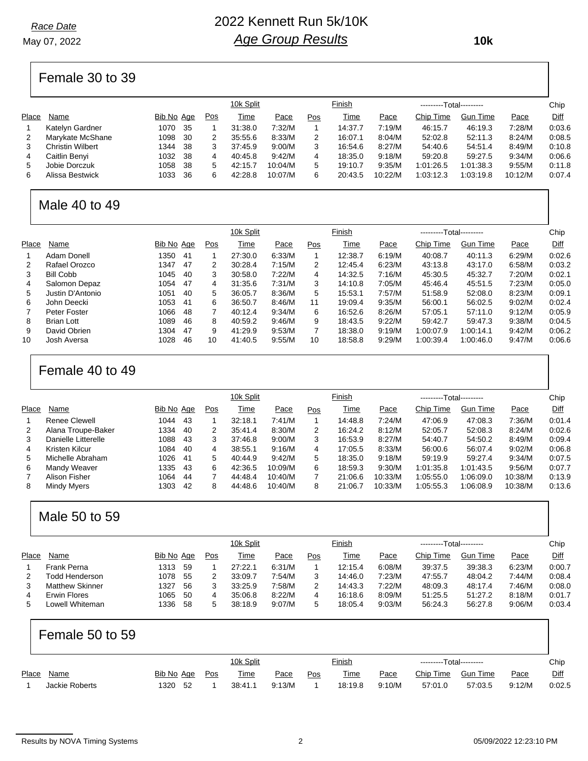Race Date
May 07, 2022

# 2022 Kennett Run 5k/10K
## Age Group Results

**10k**

### Female 30 to 39

| Place | Name | Bib No | Age | Pos | 10k Split Time | Pace | Pos | Finish Time | Pace | Total Chip Time | Total Gun Time | Pace | Chip Diff |
|---|---|---|---|---|---|---|---|---|---|---|---|---|---|
| 1 | Katelyn Gardner | 1070 | 35 | 1 | 31:38.0 | 7:32/M | 1 | 14:37.7 | 7:19/M | 46:15.7 | 46:19.3 | 7:28/M | 0:03.6 |
| 2 | Marykate McShane | 1098 | 30 | 2 | 35:55.6 | 8:33/M | 2 | 16:07.1 | 8:04/M | 52:02.8 | 52:11.3 | 8:24/M | 0:08.5 |
| 3 | Christin Wilbert | 1344 | 38 | 3 | 37:45.9 | 9:00/M | 3 | 16:54.6 | 8:27/M | 54:40.6 | 54:51.4 | 8:49/M | 0:10.8 |
| 4 | Caitlin Benyi | 1032 | 38 | 4 | 40:45.8 | 9:42/M | 4 | 18:35.0 | 9:18/M | 59:20.8 | 59:27.5 | 9:34/M | 0:06.6 |
| 5 | Jobie Dorczuk | 1058 | 38 | 5 | 42:15.7 | 10:04/M | 5 | 19:10.7 | 9:35/M | 1:01:26.5 | 1:01:38.3 | 9:55/M | 0:11.8 |
| 6 | Alissa Bestwick | 1033 | 36 | 6 | 42:28.8 | 10:07/M | 6 | 20:43.5 | 10:22/M | 1:03:12.3 | 1:03:19.8 | 10:12/M | 0:07.4 |

### Male 40 to 49

| Place | Name | Bib No | Age | Pos | 10k Split Time | Pace | Pos | Finish Time | Pace | Total Chip Time | Total Gun Time | Pace | Chip Diff |
|---|---|---|---|---|---|---|---|---|---|---|---|---|---|
| 1 | Adam Donell | 1350 | 41 | 1 | 27:30.0 | 6:33/M | 1 | 12:38.7 | 6:19/M | 40:08.7 | 40:11.3 | 6:29/M | 0:02.6 |
| 2 | Rafael Orozco | 1347 | 47 | 2 | 30:28.4 | 7:15/M | 2 | 12:45.4 | 6:23/M | 43:13.8 | 43:17.0 | 6:58/M | 0:03.2 |
| 3 | Bill Cobb | 1045 | 40 | 3 | 30:58.0 | 7:22/M | 4 | 14:32.5 | 7:16/M | 45:30.5 | 45:32.7 | 7:20/M | 0:02.1 |
| 4 | Salomon Depaz | 1054 | 47 | 4 | 31:35.6 | 7:31/M | 3 | 14:10.8 | 7:05/M | 45:46.4 | 45:51.5 | 7:23/M | 0:05.0 |
| 5 | Justin D'Antonio | 1051 | 40 | 5 | 36:05.7 | 8:36/M | 5 | 15:53.1 | 7:57/M | 51:58.9 | 52:08.0 | 8:23/M | 0:09.1 |
| 6 | John Deecki | 1053 | 41 | 6 | 36:50.7 | 8:46/M | 11 | 19:09.4 | 9:35/M | 56:00.1 | 56:02.5 | 9:02/M | 0:02.4 |
| 7 | Peter Foster | 1066 | 48 | 7 | 40:12.4 | 9:34/M | 6 | 16:52.6 | 8:26/M | 57:05.1 | 57:11.0 | 9:12/M | 0:05.9 |
| 8 | Brian Lott | 1089 | 46 | 8 | 40:59.2 | 9:46/M | 9 | 18:43.5 | 9:22/M | 59:42.7 | 59:47.3 | 9:38/M | 0:04.5 |
| 9 | David Obrien | 1304 | 47 | 9 | 41:29.9 | 9:53/M | 7 | 18:38.0 | 9:19/M | 1:00:07.9 | 1:00:14.1 | 9:42/M | 0:06.2 |
| 10 | Josh Aversa | 1028 | 46 | 10 | 41:40.5 | 9:55/M | 10 | 18:58.8 | 9:29/M | 1:00:39.4 | 1:00:46.0 | 9:47/M | 0:06.6 |

### Female 40 to 49

| Place | Name | Bib No | Age | Pos | 10k Split Time | Pace | Pos | Finish Time | Pace | Total Chip Time | Total Gun Time | Pace | Chip Diff |
|---|---|---|---|---|---|---|---|---|---|---|---|---|---|
| 1 | Renee Clewell | 1044 | 43 | 1 | 32:18.1 | 7:41/M | 1 | 14:48.8 | 7:24/M | 47:06.9 | 47:08.3 | 7:36/M | 0:01.4 |
| 2 | Alana Troupe-Baker | 1334 | 40 | 2 | 35:41.4 | 8:30/M | 2 | 16:24.2 | 8:12/M | 52:05.7 | 52:08.3 | 8:24/M | 0:02.6 |
| 3 | Danielle Litterelle | 1088 | 43 | 3 | 37:46.8 | 9:00/M | 3 | 16:53.9 | 8:27/M | 54:40.7 | 54:50.2 | 8:49/M | 0:09.4 |
| 4 | Kristen Kilcur | 1084 | 40 | 4 | 38:55.1 | 9:16/M | 4 | 17:05.5 | 8:33/M | 56:00.6 | 56:07.4 | 9:02/M | 0:06.8 |
| 5 | Michelle Abraham | 1026 | 41 | 5 | 40:44.9 | 9:42/M | 5 | 18:35.0 | 9:18/M | 59:19.9 | 59:27.4 | 9:34/M | 0:07.5 |
| 6 | Mandy Weaver | 1335 | 43 | 6 | 42:36.5 | 10:09/M | 6 | 18:59.3 | 9:30/M | 1:01:35.8 | 1:01:43.5 | 9:56/M | 0:07.7 |
| 7 | Alison Fisher | 1064 | 44 | 7 | 44:48.4 | 10:40/M | 7 | 21:06.6 | 10:33/M | 1:05:55.0 | 1:06:09.0 | 10:38/M | 0:13.9 |
| 8 | Mindy Myers | 1303 | 42 | 8 | 44:48.6 | 10:40/M | 8 | 21:06.7 | 10:33/M | 1:05:55.3 | 1:06:08.9 | 10:38/M | 0:13.6 |

### Male 50 to 59

| Place | Name | Bib No | Age | Pos | 10k Split Time | Pace | Pos | Finish Time | Pace | Total Chip Time | Total Gun Time | Pace | Chip Diff |
|---|---|---|---|---|---|---|---|---|---|---|---|---|---|
| 1 | Frank Perna | 1313 | 59 | 1 | 27:22.1 | 6:31/M | 1 | 12:15.4 | 6:08/M | 39:37.5 | 39:38.3 | 6:23/M | 0:00.7 |
| 2 | Todd Henderson | 1078 | 55 | 2 | 33:09.7 | 7:54/M | 3 | 14:46.0 | 7:23/M | 47:55.7 | 48:04.2 | 7:44/M | 0:08.4 |
| 3 | Matthew Skinner | 1327 | 56 | 3 | 33:25.9 | 7:58/M | 2 | 14:43.3 | 7:22/M | 48:09.3 | 48:17.4 | 7:46/M | 0:08.0 |
| 4 | Erwin Flores | 1065 | 50 | 4 | 35:06.8 | 8:22/M | 4 | 16:18.6 | 8:09/M | 51:25.5 | 51:27.2 | 8:18/M | 0:01.7 |
| 5 | Lowell Whiteman | 1336 | 58 | 5 | 38:18.9 | 9:07/M | 5 | 18:05.4 | 9:03/M | 56:24.3 | 56:27.8 | 9:06/M | 0:03.4 |

### Female 50 to 59

| Place | Name | Bib No | Age | Pos | 10k Split Time | Pace | Pos | Finish Time | Pace | Total Chip Time | Total Gun Time | Pace | Chip Diff |
|---|---|---|---|---|---|---|---|---|---|---|---|---|---|
| 1 | Jackie Roberts | 1320 | 52 | 1 | 38:41.1 | 9:13/M | 1 | 18:19.8 | 9:10/M | 57:01.0 | 57:03.5 | 9:12/M | 0:02.5 |

Results by NOVA Timing Systems — 05/09/2022 12:23:10 PM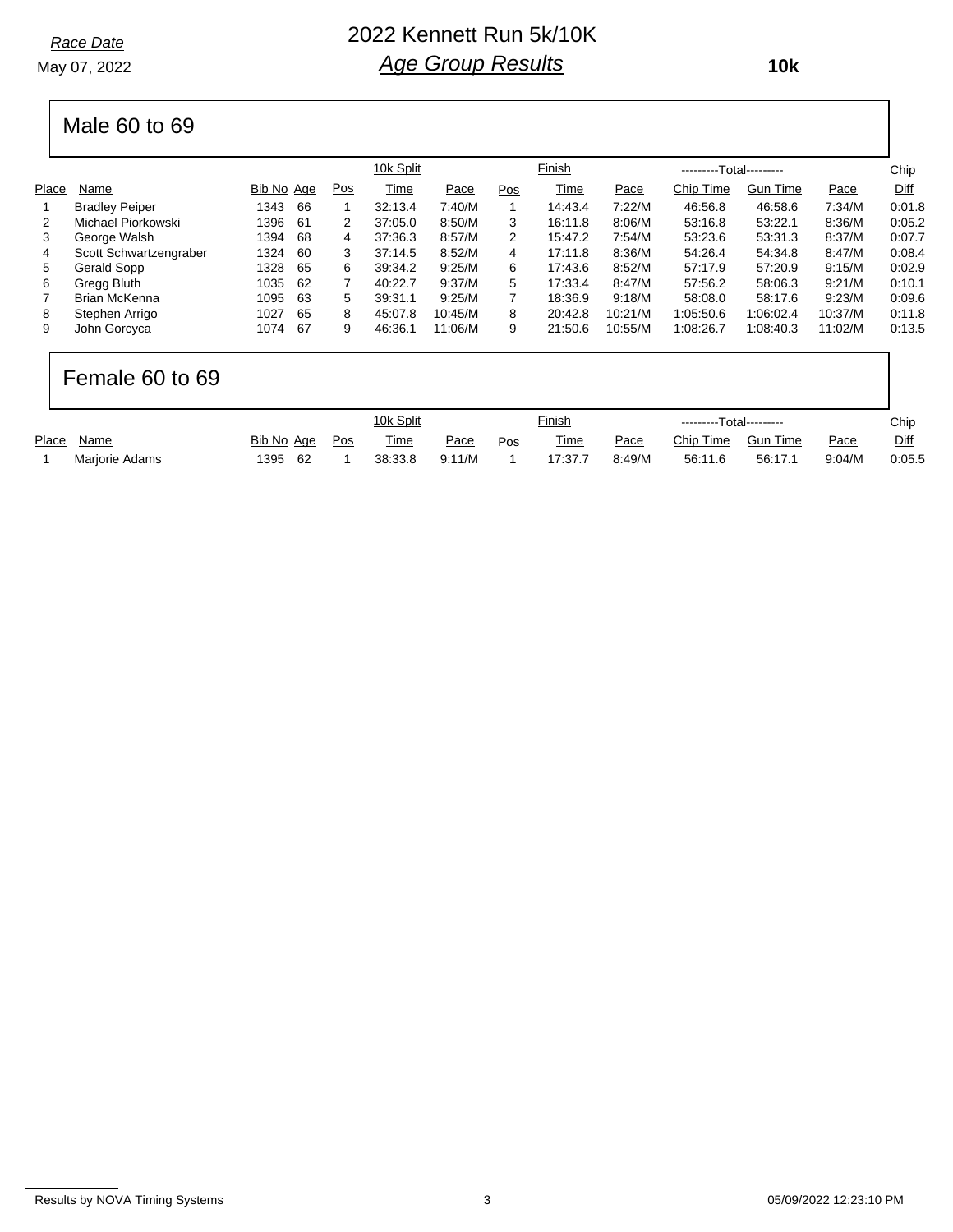*Race Date*

May 07, 2022

# 2022 Kennett Run 5k/10K

## *Age Group Results*

**10k**

### Male 60 to 69

| | | | | 10k Split | | | Finish | | ---------Total--------- | | | Chip |
|---|---|---|---|---|---|---|---|---|---|---|---|---|
| Place | Name | Bib No | Age | Pos | Time | Pace | Pos | Time | Pace | Chip Time | Gun Time | Pace | Diff |
| 1 | Bradley Peiper | 1343 | 66 | 1 | 32:13.4 | 7:40/M | 1 | 14:43.4 | 7:22/M | 46:56.8 | 46:58.6 | 7:34/M | 0:01.8 |
| 2 | Michael Piorkowski | 1396 | 61 | 2 | 37:05.0 | 8:50/M | 3 | 16:11.8 | 8:06/M | 53:16.8 | 53:22.1 | 8:36/M | 0:05.2 |
| 3 | George Walsh | 1394 | 68 | 4 | 37:36.3 | 8:57/M | 2 | 15:47.2 | 7:54/M | 53:23.6 | 53:31.3 | 8:37/M | 0:07.7 |
| 4 | Scott Schwartzengraber | 1324 | 60 | 3 | 37:14.5 | 8:52/M | 4 | 17:11.8 | 8:36/M | 54:26.4 | 54:34.8 | 8:47/M | 0:08.4 |
| 5 | Gerald Sopp | 1328 | 65 | 6 | 39:34.2 | 9:25/M | 6 | 17:43.6 | 8:52/M | 57:17.9 | 57:20.9 | 9:15/M | 0:02.9 |
| 6 | Gregg Bluth | 1035 | 62 | 7 | 40:22.7 | 9:37/M | 5 | 17:33.4 | 8:47/M | 57:56.2 | 58:06.3 | 9:21/M | 0:10.1 |
| 7 | Brian McKenna | 1095 | 63 | 5 | 39:31.1 | 9:25/M | 7 | 18:36.9 | 9:18/M | 58:08.0 | 58:17.6 | 9:23/M | 0:09.6 |
| 8 | Stephen Arrigo | 1027 | 65 | 8 | 45:07.8 | 10:45/M | 8 | 20:42.8 | 10:21/M | 1:05:50.6 | 1:06:02.4 | 10:37/M | 0:11.8 |
| 9 | John Gorcyca | 1074 | 67 | 9 | 46:36.1 | 11:06/M | 9 | 21:50.6 | 10:55/M | 1:08:26.7 | 1:08:40.3 | 11:02/M | 0:13.5 |

### Female 60 to 69

| | | | | 10k Split | | | Finish | | ---------Total--------- | | | Chip |
|---|---|---|---|---|---|---|---|---|---|---|---|---|
| Place | Name | Bib No | Age | Pos | Time | Pace | Pos | Time | Pace | Chip Time | Gun Time | Pace | Diff |
| 1 | Marjorie Adams | 1395 | 62 | 1 | 38:33.8 | 9:11/M | 1 | 17:37.7 | 8:49/M | 56:11.6 | 56:17.1 | 9:04/M | 0:05.5 |

Results by NOVA Timing Systems

05/09/2022 12:23:10 PM